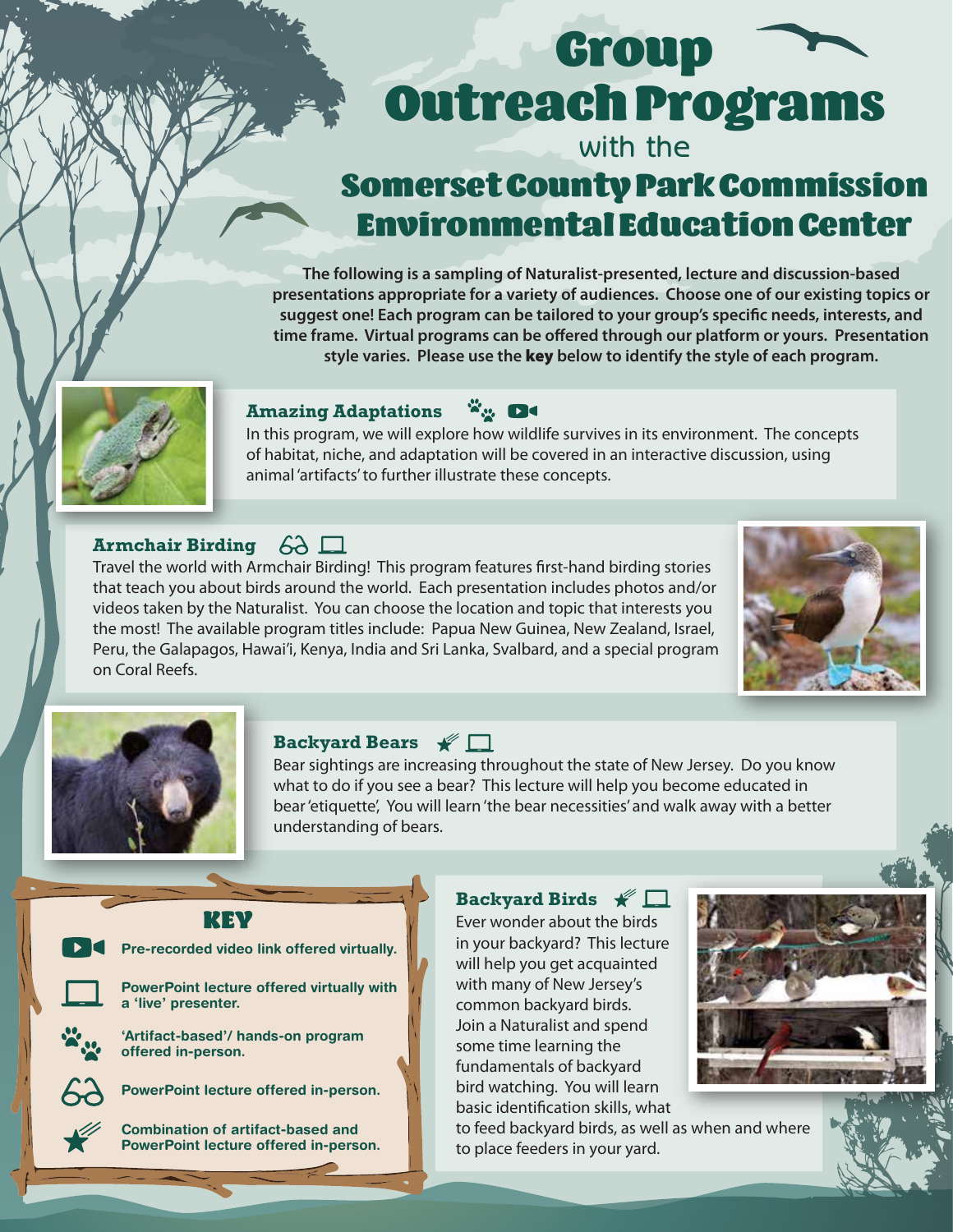# Group Outreach Programs

with the

## Somerset County Park Commission Environmental Education Center

**The following is a sampling of Naturalist-presented, lecture and discussion-based presentations appropriate for a variety of audiences. Choose one of our existing topics or suggest one! Each program can be tailored to your group's specific needs, interests, and time frame. Virtual programs can be offered through our platform or yours. Presentation style varies. Please use the key below to identify the style of each program.**

### Amazing Adaptations

In this program, we will explore how wildlife survives in its environment. The concepts of habitat, niche, and adaptation will be covered in an interactive discussion, using animal 'artifacts' to further illustrate these concepts.

### Armchair Birding

Travel the world with Armchair Birding! This program features first-hand birding stories that teach you about birds around the world. Each presentation includes photos and/or videos taken by the Naturalist. You can choose the location and topic that interests you the most! The available program titles include: Papua New Guinea, New Zealand, Israel, Peru, the Galapagos, Hawai'i, Kenya, India and Sri Lanka, Svalbard, and a special program on Coral Reefs.

### Backyard Bears

Bear sightings are increasing throughout the state of New Jersey. Do you know what to do if you see a bear? This lecture will help you become educated in bear 'etiquette', You will learn 'the bear necessities' and walk away with a better understanding of bears.

### KEY

- Pre-recorded video link offered virtually.
- PowerPoint lecture offered virtually with a 'live' presenter.
- 'Artifact-based'/ hands-on program offered in-person.
- PowerPoint lecture offered in-person.
- Combination of artifact-based and PowerPoint lecture offered in-person.

### Backyard Birds

Ever wonder about the birds in your backyard? This lecture will help you get acquainted with many of New Jersey's common backyard birds. Join a Naturalist and spend some time learning the fundamentals of backyard bird watching. You will learn basic identification skills, what to feed backyard birds, as well as when and where to place feeders in your yard.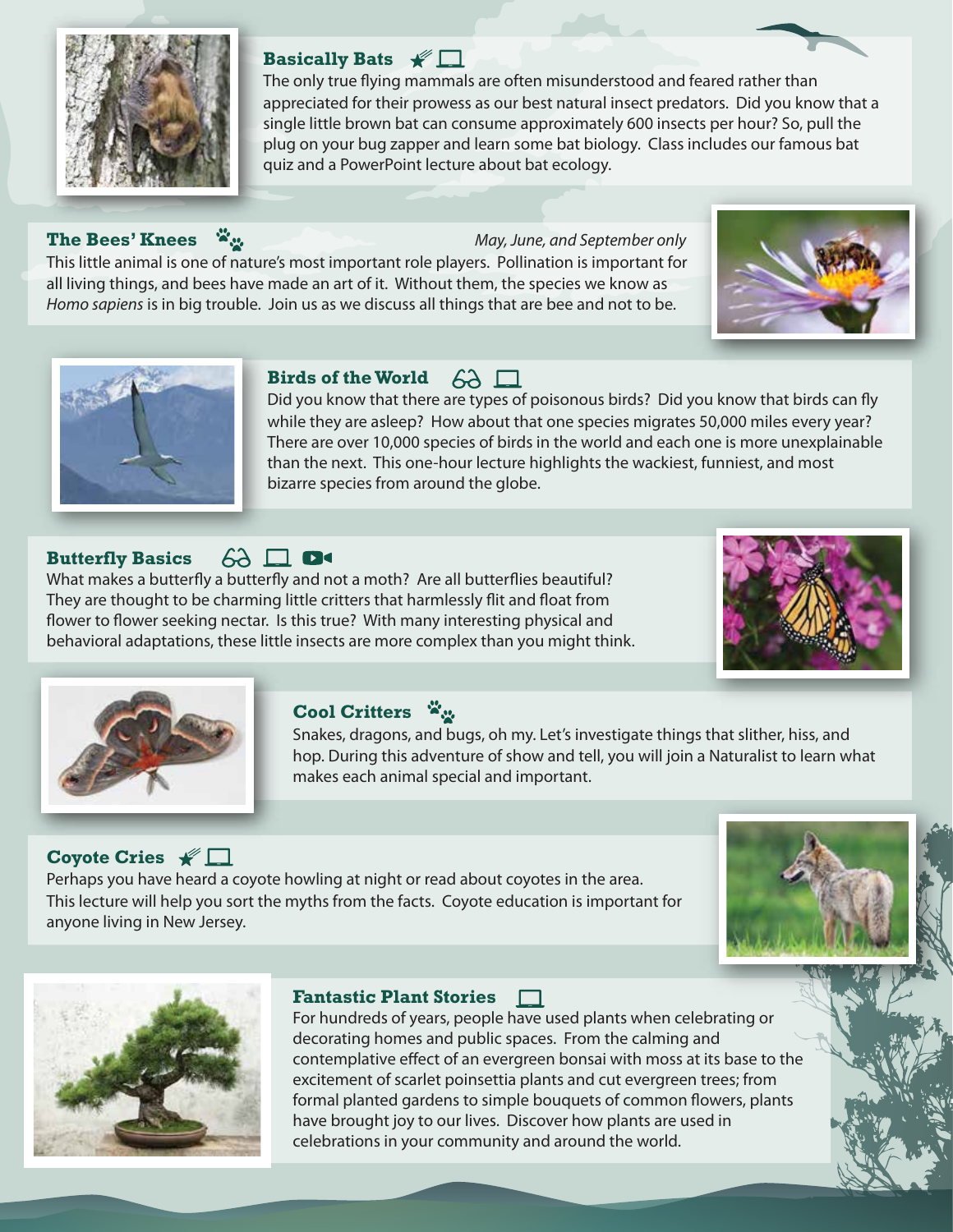### Basically Bats

The only true flying mammals are often misunderstood and feared rather than appreciated for their prowess as our best natural insect predators. Did you know that a single little brown bat can consume approximately 600 insects per hour? So, pull the plug on your bug zapper and learn some bat biology. Class includes our famous bat quiz and a PowerPoint lecture about bat ecology.

### The Bees' Knees

*May, June, and September only*

This little animal is one of nature's most important role players. Pollination is important for all living things, and bees have made an art of it. Without them, the species we know as *Homo sapiens* is in big trouble. Join us as we discuss all things that are bee and not to be.

### Birds of the World

Did you know that there are types of poisonous birds? Did you know that birds can fly while they are asleep? How about that one species migrates 50,000 miles every year? There are over 10,000 species of birds in the world and each one is more unexplainable than the next. This one-hour lecture highlights the wackiest, funniest, and most bizarre species from around the globe.

### Butterfly Basics

What makes a butterfly a butterfly and not a moth? Are all butterflies beautiful? They are thought to be charming little critters that harmlessly flit and float from flower to flower seeking nectar. Is this true? With many interesting physical and behavioral adaptations, these little insects are more complex than you might think.

### Cool Critters

Snakes, dragons, and bugs, oh my. Let's investigate things that slither, hiss, and hop. During this adventure of show and tell, you will join a Naturalist to learn what makes each animal special and important.

### Coyote Cries

Perhaps you have heard a coyote howling at night or read about coyotes in the area. This lecture will help you sort the myths from the facts. Coyote education is important for anyone living in New Jersey.

### Fantastic Plant Stories

For hundreds of years, people have used plants when celebrating or decorating homes and public spaces. From the calming and contemplative effect of an evergreen bonsai with moss at its base to the excitement of scarlet poinsettia plants and cut evergreen trees; from formal planted gardens to simple bouquets of common flowers, plants have brought joy to our lives. Discover how plants are used in celebrations in your community and around the world.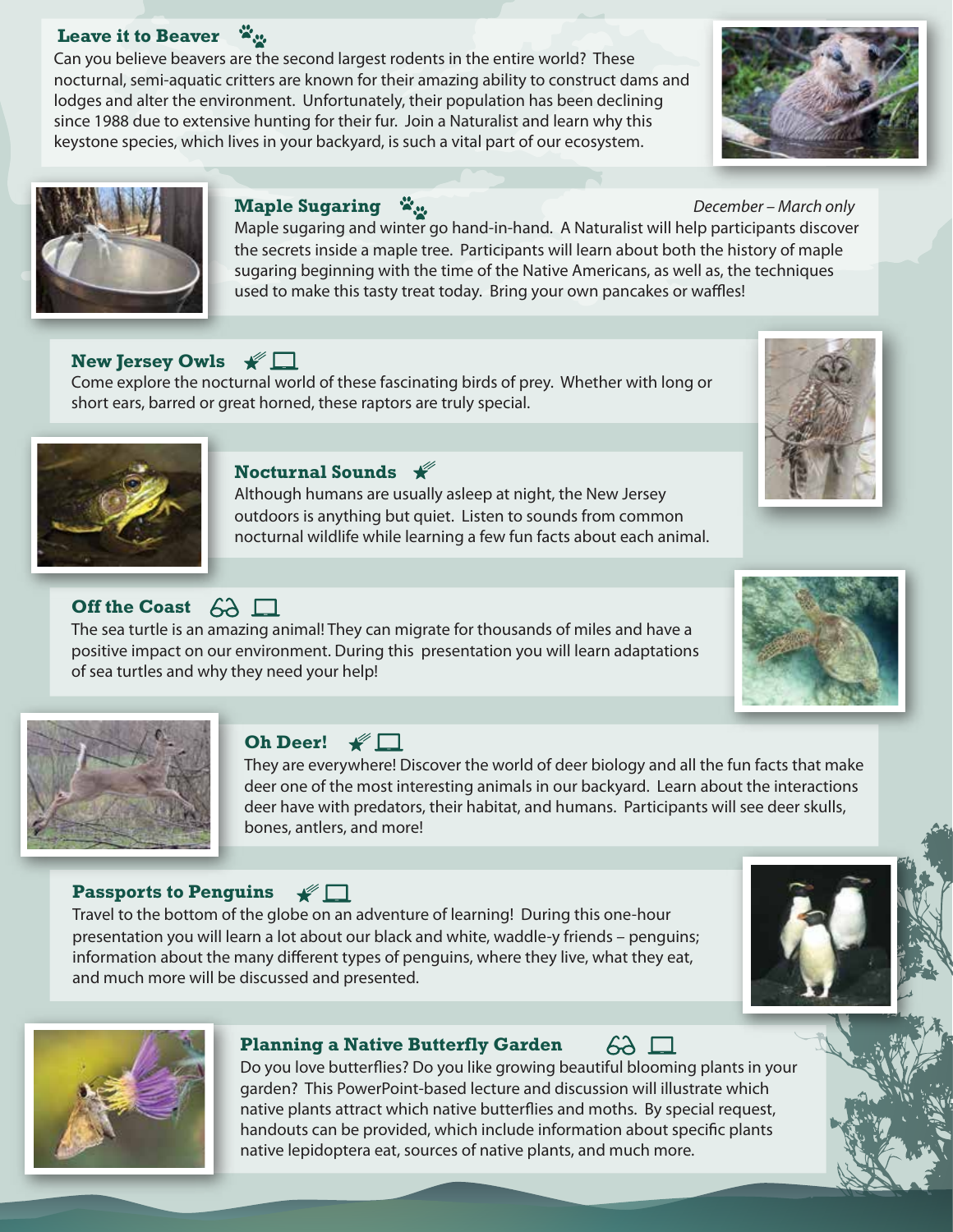## Leave it to Beaver

Can you believe beavers are the second largest rodents in the entire world? These nocturnal, semi-aquatic critters are known for their amazing ability to construct dams and lodges and alter the environment. Unfortunately, their population has been declining since 1988 due to extensive hunting for their fur. Join a Naturalist and learn why this keystone species, which lives in your backyard, is such a vital part of our ecosystem.

## Maple Sugaring

*December – March only*

Maple sugaring and winter go hand-in-hand. A Naturalist will help participants discover the secrets inside a maple tree. Participants will learn about both the history of maple sugaring beginning with the time of the Native Americans, as well as, the techniques used to make this tasty treat today. Bring your own pancakes or waffles!

## New Jersey Owls

Come explore the nocturnal world of these fascinating birds of prey. Whether with long or short ears, barred or great horned, these raptors are truly special.

## Nocturnal Sounds

Although humans are usually asleep at night, the New Jersey outdoors is anything but quiet. Listen to sounds from common nocturnal wildlife while learning a few fun facts about each animal.

## Off the Coast

The sea turtle is an amazing animal! They can migrate for thousands of miles and have a positive impact on our environment. During this presentation you will learn adaptations of sea turtles and why they need your help!

## Oh Deer!

They are everywhere! Discover the world of deer biology and all the fun facts that make deer one of the most interesting animals in our backyard. Learn about the interactions deer have with predators, their habitat, and humans. Participants will see deer skulls, bones, antlers, and more!

## Passports to Penguins

Travel to the bottom of the globe on an adventure of learning! During this one-hour presentation you will learn a lot about our black and white, waddle-y friends – penguins; information about the many different types of penguins, where they live, what they eat, and much more will be discussed and presented.

## Planning a Native Butterfly Garden

Do you love butterflies? Do you like growing beautiful blooming plants in your garden? This PowerPoint-based lecture and discussion will illustrate which native plants attract which native butterflies and moths. By special request, handouts can be provided, which include information about specific plants native lepidoptera eat, sources of native plants, and much more.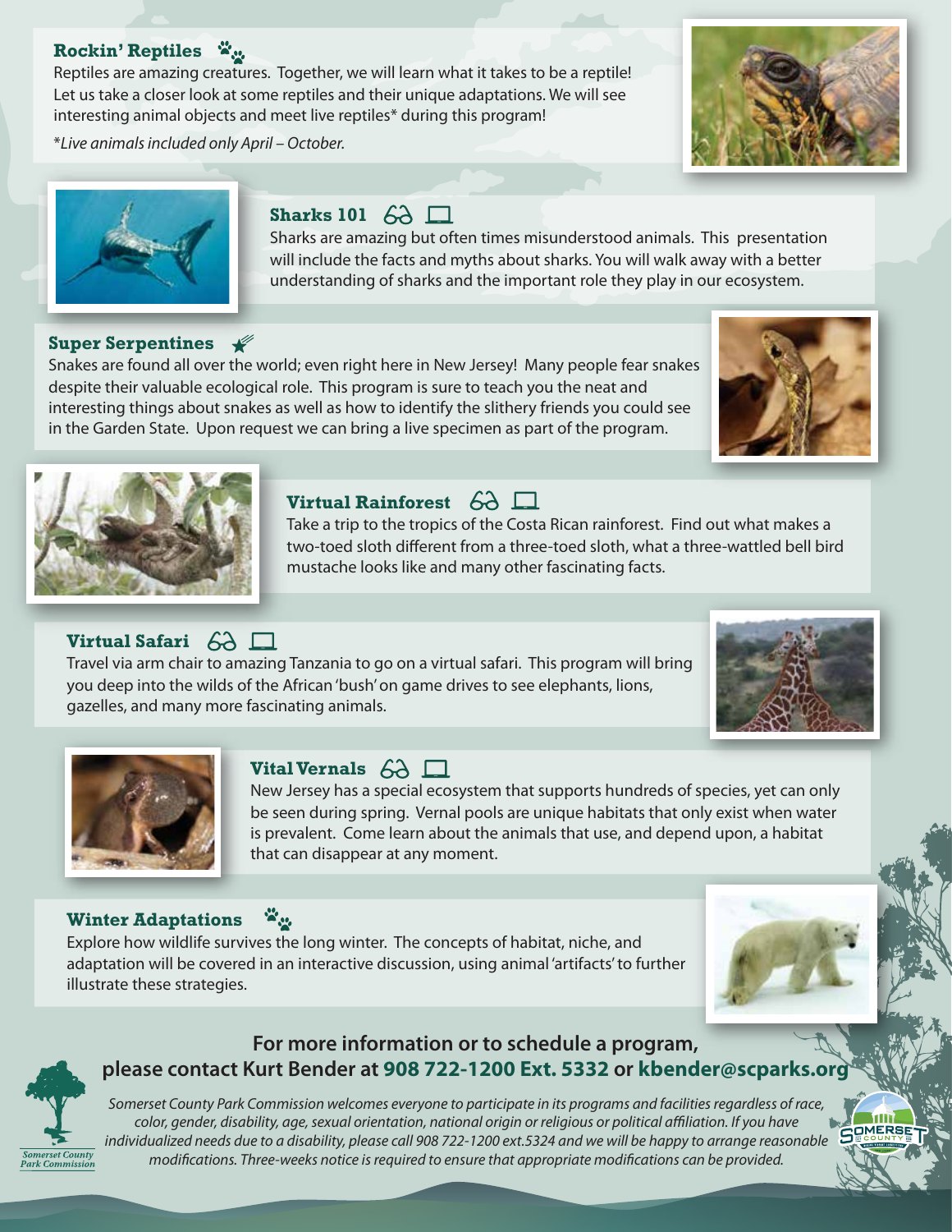## Rockin' Reptiles

Reptiles are amazing creatures. Together, we will learn what it takes to be a reptile! Let us take a closer look at some reptiles and their unique adaptations. We will see interesting animal objects and meet live reptiles* during this program!

*\*Live animals included only April – October.*

## Sharks 101

Sharks are amazing but often times misunderstood animals. This presentation will include the facts and myths about sharks. You will walk away with a better understanding of sharks and the important role they play in our ecosystem.

## Super Serpentines

Snakes are found all over the world; even right here in New Jersey! Many people fear snakes despite their valuable ecological role. This program is sure to teach you the neat and interesting things about snakes as well as how to identify the slithery friends you could see in the Garden State. Upon request we can bring a live specimen as part of the program.

## Virtual Rainforest

Take a trip to the tropics of the Costa Rican rainforest. Find out what makes a two-toed sloth different from a three-toed sloth, what a three-wattled bell bird mustache looks like and many other fascinating facts.

## Virtual Safari

Travel via arm chair to amazing Tanzania to go on a virtual safari. This program will bring you deep into the wilds of the African 'bush' on game drives to see elephants, lions, gazelles, and many more fascinating animals.

## Vital Vernals

New Jersey has a special ecosystem that supports hundreds of species, yet can only be seen during spring. Vernal pools are unique habitats that only exist when water is prevalent. Come learn about the animals that use, and depend upon, a habitat that can disappear at any moment.

## Winter Adaptations

Explore how wildlife survives the long winter. The concepts of habitat, niche, and adaptation will be covered in an interactive discussion, using animal 'artifacts' to further illustrate these strategies.

**For more information or to schedule a program, please contact Kurt Bender at 908 722-1200 Ext. 5332 or kbender@scparks.org**

*Somerset County Park Commission welcomes everyone to participate in its programs and facilities regardless of race, color, gender, disability, age, sexual orientation, national origin or religious or political affiliation. If you have individualized needs due to a disability, please call 908 722-1200 ext.5324 and we will be happy to arrange reasonable modifications. Three-weeks notice is required to ensure that appropriate modifications can be provided.*

Somerset County Park Commission